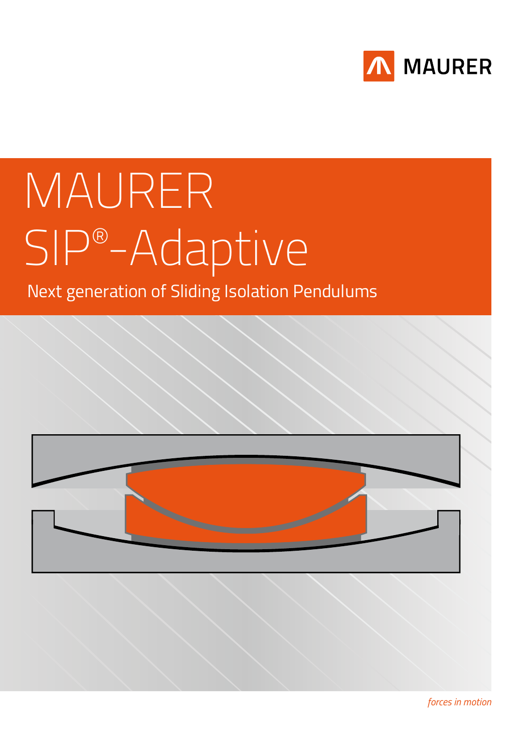MAURER

# MAURER SIP®-Adaptive

Next generation of Sliding Isolation Pendulums

*forces in motion*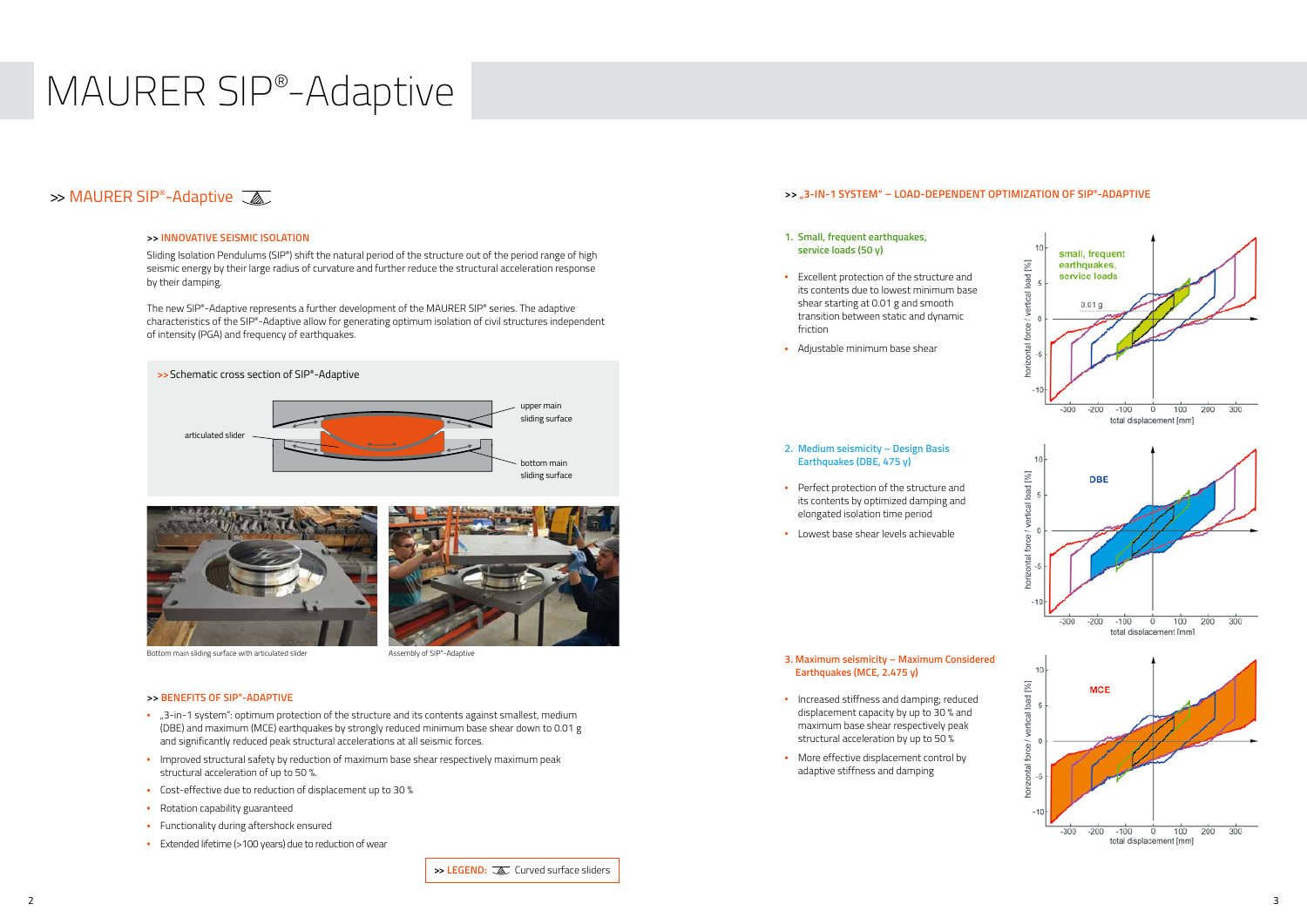# MAURER SIP®-Adaptive

## >> MAURER SIP®-Adaptive

### >> INNOVATIVE SEISMIC ISOLATION

Sliding Isolation Pendulums (SIP®) shift the natural period of the structure out of the period range of high seismic energy by their large radius of curvature and further reduce the structural acceleration response by their damping.

The new SIP®-Adaptive represents a further development of the MAURER SIP® series. The adaptive characteristics of the SIP®-Adaptive allow for generating optimum isolation of civil structures independent of intensity (PGA) and frequency of earthquakes.

>> Schematic cross section of SIP®-Adaptive

articulated slider

upper main sliding surface

bottom main sliding surface

Bottom main sliding surface with articulated slider

Assembly of SIP®-Adaptive

### >> BENEFITS OF SIP®-ADAPTIVE

- „3-in-1 system": optimum protection of the structure and its contents against smallest, medium (DBE) and maximum (MCE) earthquakes by strongly reduced minimum base shear down to 0.01 g and significantly reduced peak structural accelerations at all seismic forces.
- Improved structural safety by reduction of maximum base shear respectively maximum peak structural acceleration of up to 50 %.
- Cost-effective due to reduction of displacement up to 30 %
- Rotation capability guaranteed
- Functionality during aftershock ensured
- Extended lifetime (>100 years) due to reduction of wear

### >> „3-IN-1 SYSTEM" – LOAD-DEPENDENT OPTIMIZATION OF SIP®-ADAPTIVE

1. Small, frequent earthquakes, service loads (50 y)

- Excellent protection of the structure and its contents due to lowest minimum base shear starting at 0.01 g and smooth transition between static and dynamic friction
- Adjustable minimum base shear

2. Medium seismicity – Design Basis Earthquakes (DBE, 475 y)

- Perfect protection of the structure and its contents by optimized damping and elongated isolation time period
- Lowest base shear levels achievable

3. Maximum seismicity – Maximum Considered Earthquakes (MCE, 2.475 y)

- Increased stiffness and damping; reduced displacement capacity by up to 30 % and maximum base shear respectively peak structural acceleration by up to 50 %
- More effective displacement control by adaptive stiffness and damping

>> LEGEND: Curved surface sliders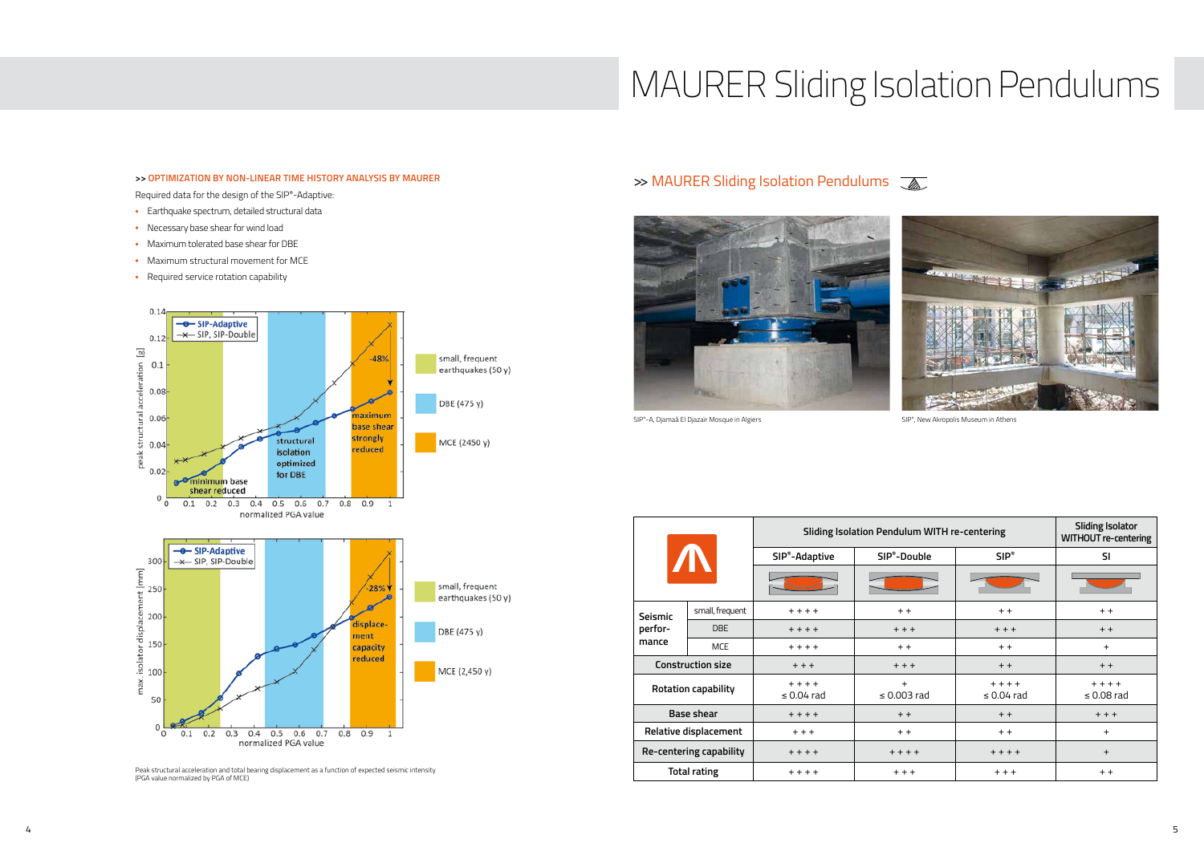# MAURER Sliding Isolation Pendulums

**>> OPTIMIZATION BY NON-LINEAR TIME HISTORY ANALYSIS BY MAURER**

Required data for the design of the SIP®-Adaptive:

- Earthquake spectrum, detailed structural data
- Necessary base shear for wind load
- Maximum tolerated base shear for DBE
- Maximum structural movement for MCE
- Required service rotation capability

Peak structural acceleration and total bearing displacement as a function of expected seismic intensity (PGA value normalized by PGA of MCE)

## >> MAURER Sliding Isolation Pendulums

SIP®-A, Djamaâ El Djazair Mosque in Algiers

SIP®, New Akropolis Museum in Athens

| | | Sliding Isolation Pendulum WITH re-centering | | | Sliding Isolator WITHOUT re-centering |
|---|---|---|---|---|---|
| | | SIP®-Adaptive | SIP®-Double | SIP® | SI |
| Seismic performance | small, frequent | + + + + | + + | + + | + + |
| | DBE | + + + + | + + + | + + + | + + |
| | MCE | + + + + | + + | + + | + |
| Construction size | | + + + | + + + | + + | + + |
| Rotation capability | | + + + + ≤ 0.04 rad | + ≤ 0.003 rad | + + + + ≤ 0.04 rad | + + + + ≤ 0.08 rad |
| Base shear | | + + + + | + + | + + | + + + |
| Relative displacement | | + + + | + + | + + | + |
| Re-centering capability | | + + + + | + + + + | + + + + | + |
| Total rating | | + + + + | + + + | + + + | + + |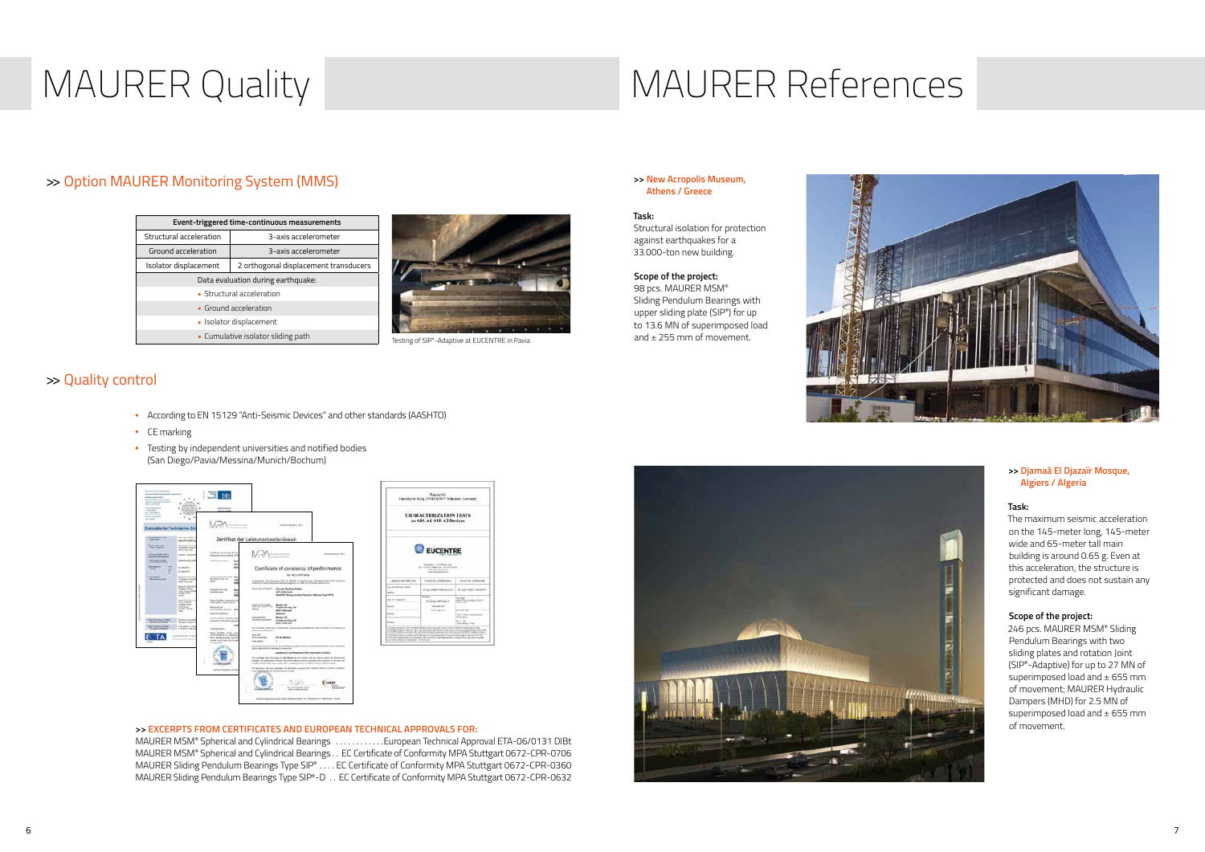# MAURER Quality

## >> Option MAURER Monitoring System (MMS)

| Event-triggered time-continuous measurements | |
|---|---|
| Structural acceleration | 3-axis accelerometer |
| Ground acceleration | 3-axis accelerometer |
| Isolator displacement | 2 orthogonal displacement transducers |
| Data evaluation during earthquake: | |
| • Structural acceleration | |
| • Ground acceleration | |
| • Isolator displacement | |
| • Cumulative isolator sliding path | |

Testing of SIP®-Adaptive at EUCENTRE in Pavia

## >> Quality control

- According to EN 15129 "Anti-Seismic Devices" and other standards (AASHTO)
- CE marking
- Testing by independent universities and notified bodies (San Diego/Pavia/Messina/Munich/Bochum)

**>> EXCERPTS FROM CERTIFICATES AND EUROPEAN TECHNICAL APPROVALS FOR:**

MAURER MSM® Spherical and Cylindrical Bearings ............European Technical Approval ETA-06/0131 DIBt
MAURER MSM® Spherical and Cylindrical Bearings . . EC Certificate of Conformity MPA Stuttgart 0672-CPR-0706
MAURER Sliding Pendulum Bearings Type SIP® . . . . EC Certificate of Conformity MPA Stuttgart 0672-CPR-0360
MAURER Sliding Pendulum Bearings Type SIP®-D . . EC Certificate of Conformity MPA Stuttgart 0672-CPR-0632

# MAURER References

**>> New Acropolis Museum, Athens / Greece**

**Task:**
Structural isolation for protection against earthquakes for a 33.000-ton new building.

**Scope of the project:**
98 pcs. MAURER MSM® Sliding Pendulum Bearings with upper sliding plate (SIP®) for up to 13.6 MN of superimposed load and ± 255 mm of movement.

**>> Djamaâ El Djazaïr Mosque, Algiers / Algeria**

**Task:**
The maximum seismic acceleration on the 145-meter long, 145-meter wide and 65-meter tall main building is around 0.65 g. Even at this acceleration, the structure is protected and does not sustain any significant damage.

**Scope of the project:**
246 pcs. MAURER MSM® Sliding Pendulum Bearings with two sliding plates and rotation Joint (SIP®-Adaptive) for up to 27 MN of superimposed load and ± 655 mm of movement; MAURER Hydraulic Dampers (MHD) for 2.5 MN of superimposed load and ± 655 mm of movement.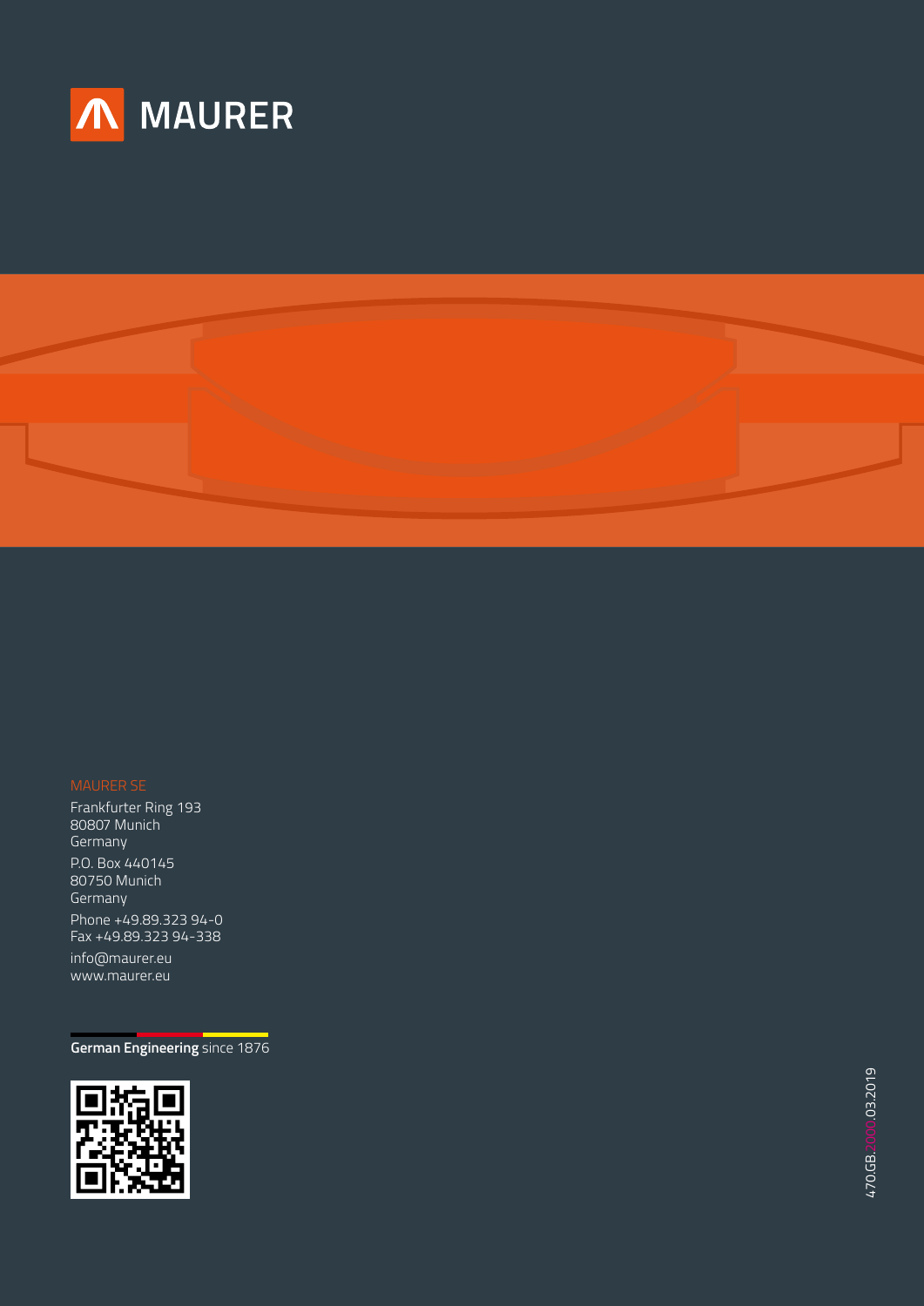MAURER

MAURER SE

Frankfurter Ring 193
80807 Munich
Germany

P.O. Box 440145
80750 Munich
Germany

Phone +49.89.323 94-0
Fax +49.89.323 94-338

info@maurer.eu
www.maurer.eu

**German Engineering** since 1876

470.GB.2000.03.2019